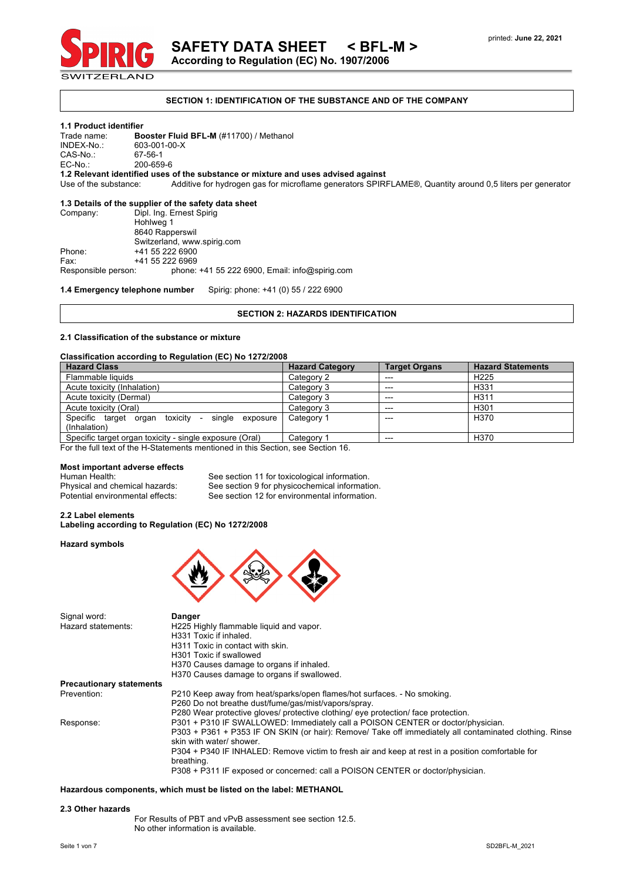# SAFETY DATA SHEET < BFL-M >

**According to Regulation (EC) No. 1907/2006**

printed: **June 22, 2021**

## SECTION 1: IDENTIFICATION OF THE SUBSTANCE AND OF THE COMPANY

### 1.1 Product identifier

Trade name: **Booster Fluid BFL-M** (#11700) / Methanol
INDEX-No.: 603-001-00-X
CAS-No.: 67-56-1
EC-No.: 200-659-6

### 1.2 Relevant identified uses of the substance or mixture and uses advised against

Use of the substance: Additive for hydrogen gas for microflame generators SPIRFLAME®, Quantity around 0,5 liters per generator

### 1.3 Details of the supplier of the safety data sheet

Company: Dipl. Ing. Ernest Spirig
Hohlweg 1
8640 Rapperswil
Switzerland, www.spirig.com
Phone: +41 55 222 6900
Fax: +41 55 222 6969
Responsible person: phone: +41 55 222 6900, Email: info@spirig.com

**1.4 Emergency telephone number** Spirig: phone: +41 (0) 55 / 222 6900

## SECTION 2: HAZARDS IDENTIFICATION

### 2.1 Classification of the substance or mixture

**Classification according to Regulation (EC) No 1272/2008**

| Hazard Class | Hazard Category | Target Organs | Hazard Statements |
|---|---|---|---|
| Flammable liquids | Category 2 | --- | H225 |
| Acute toxicity (Inhalation) | Category 3 | --- | H331 |
| Acute toxicity (Dermal) | Category 3 | --- | H311 |
| Acute toxicity (Oral) | Category 3 | --- | H301 |
| Specific target organ toxicity - single exposure (Inhalation) | Category 1 | --- | H370 |
| Specific target organ toxicity - single exposure (Oral) | Category 1 | --- | H370 |

For the full text of the H-Statements mentioned in this Section, see Section 16.

**Most important adverse effects**

Human Health: See section 11 for toxicological information.
Physical and chemical hazards: See section 9 for physicochemical information.
Potential environmental effects: See section 12 for environmental information.

### 2.2 Label elements

**Labeling according to Regulation (EC) No 1272/2008**

**Hazard symbols**

Signal word: **Danger**

Hazard statements:
H225 Highly flammable liquid and vapor.
H331 Toxic if inhaled.
H311 Toxic in contact with skin.
H301 Toxic if swallowed
H370 Causes damage to organs if inhaled.
H370 Causes damage to organs if swallowed.

**Precautionary statements**

Prevention:
P210 Keep away from heat/sparks/open flames/hot surfaces. - No smoking.
P260 Do not breathe dust/fume/gas/mist/vapors/spray.
P280 Wear protective gloves/ protective clothing/ eye protection/ face protection.

Response:
P301 + P310 IF SWALLOWED: Immediately call a POISON CENTER or doctor/physician.
P303 + P361 + P353 IF ON SKIN (or hair): Remove/ Take off immediately all contaminated clothing. Rinse skin with water/ shower.
P304 + P340 IF INHALED: Remove victim to fresh air and keep at rest in a position comfortable for breathing.
P308 + P311 IF exposed or concerned: call a POISON CENTER or doctor/physician.

**Hazardous components, which must be listed on the label: METHANOL**

### 2.3 Other hazards

For Results of PBT and vPvB assessment see section 12.5.
No other information is available.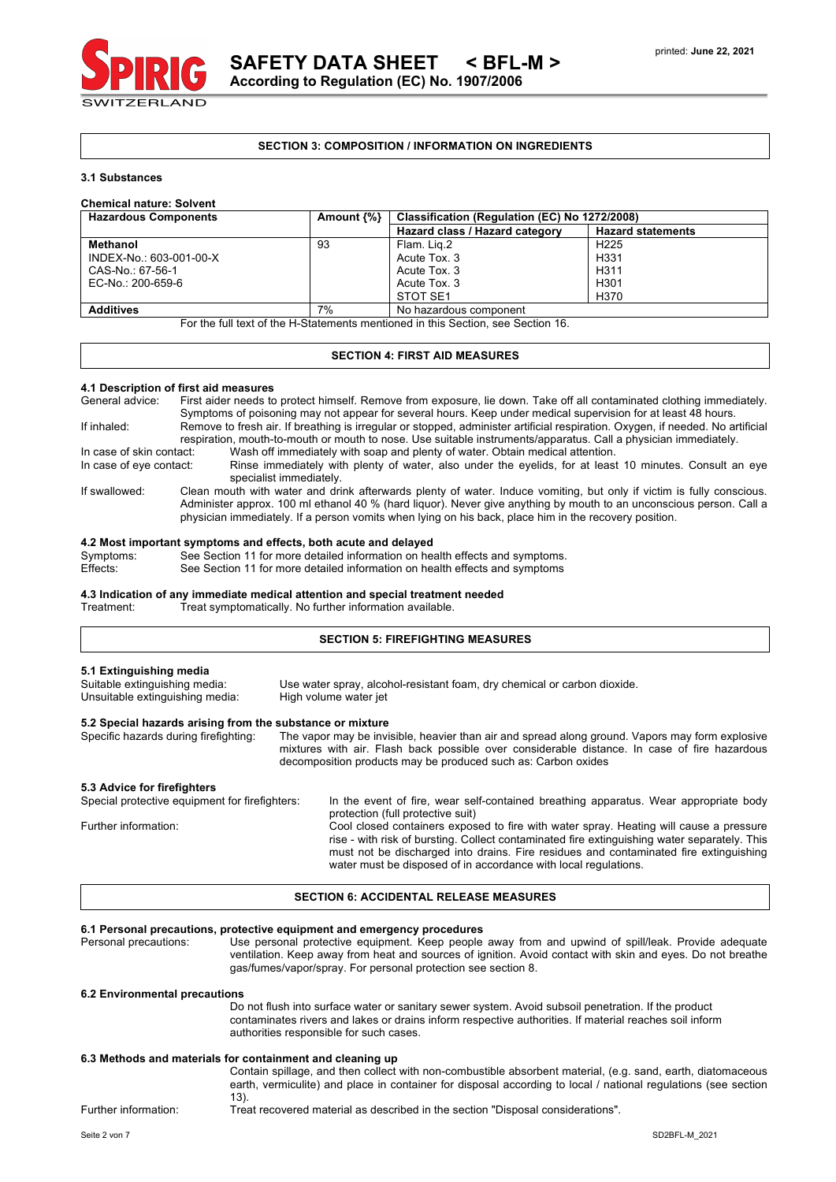## SECTION 3: COMPOSITION / INFORMATION ON INGREDIENTS

### 3.1 Substances

**Chemical nature: Solvent**

| Hazardous Components | Amount {%} | Classification (Regulation (EC) No 1272/2008) | |
|---|---|---|---|
| | | **Hazard class / Hazard category** | **Hazard statements** |
| **Methanol**<br>INDEX-No.: 603-001-00-X<br>CAS-No.: 67-56-1<br>EC-No.: 200-659-6 | 93 | Flam. Liq.2<br>Acute Tox. 3<br>Acute Tox. 3<br>Acute Tox. 3<br>STOT SE1 | H225<br>H331<br>H311<br>H301<br>H370 |
| **Additives** | 7% | No hazardous component | |

For the full text of the H-Statements mentioned in this Section, see Section 16.

## SECTION 4: FIRST AID MEASURES

### 4.1 Description of first aid measures

General advice: First aider needs to protect himself. Remove from exposure, lie down. Take off all contaminated clothing immediately. Symptoms of poisoning may not appear for several hours. Keep under medical supervision for at least 48 hours.

If inhaled: Remove to fresh air. If breathing is irregular or stopped, administer artificial respiration. Oxygen, if needed. No artificial respiration, mouth-to-mouth or mouth to nose. Use suitable instruments/apparatus. Call a physician immediately.

In case of skin contact: Wash off immediately with soap and plenty of water. Obtain medical attention.

In case of eye contact: Rinse immediately with plenty of water, also under the eyelids, for at least 10 minutes. Consult an eye specialist immediately.

If swallowed: Clean mouth with water and drink afterwards plenty of water. Induce vomiting, but only if victim is fully conscious. Administer approx. 100 ml ethanol 40 % (hard liquor). Never give anything by mouth to an unconscious person. Call a physician immediately. If a person vomits when lying on his back, place him in the recovery position.

### 4.2 Most important symptoms and effects, both acute and delayed

Symptoms: See Section 11 for more detailed information on health effects and symptoms.

Effects: See Section 11 for more detailed information on health effects and symptoms

### 4.3 Indication of any immediate medical attention and special treatment needed

Treatment: Treat symptomatically. No further information available.

## SECTION 5: FIREFIGHTING MEASURES

### 5.1 Extinguishing media

Suitable extinguishing media: Use water spray, alcohol-resistant foam, dry chemical or carbon dioxide.

Unsuitable extinguishing media: High volume water jet

### 5.2 Special hazards arising from the substance or mixture

Specific hazards during firefighting: The vapor may be invisible, heavier than air and spread along ground. Vapors may form explosive mixtures with air. Flash back possible over considerable distance. In case of fire hazardous decomposition products may be produced such as: Carbon oxides

### 5.3 Advice for firefighters

Special protective equipment for firefighters: In the event of fire, wear self-contained breathing apparatus. Wear appropriate body protection (full protective suit)

Further information: Cool closed containers exposed to fire with water spray. Heating will cause a pressure rise - with risk of bursting. Collect contaminated fire extinguishing water separately. This must not be discharged into drains. Fire residues and contaminated fire extinguishing water must be disposed of in accordance with local regulations.

## SECTION 6: ACCIDENTAL RELEASE MEASURES

### 6.1 Personal precautions, protective equipment and emergency procedures

Personal precautions: Use personal protective equipment. Keep people away from and upwind of spill/leak. Provide adequate ventilation. Keep away from heat and sources of ignition. Avoid contact with skin and eyes. Do not breathe gas/fumes/vapor/spray. For personal protection see section 8.

### 6.2 Environmental precautions

Do not flush into surface water or sanitary sewer system. Avoid subsoil penetration. If the product contaminates rivers and lakes or drains inform respective authorities. If material reaches soil inform authorities responsible for such cases.

### 6.3 Methods and materials for containment and cleaning up

Contain spillage, and then collect with non-combustible absorbent material, (e.g. sand, earth, diatomaceous earth, vermiculite) and place in container for disposal according to local / national regulations (see section 13).

Further information: Treat recovered material as described in the section "Disposal considerations".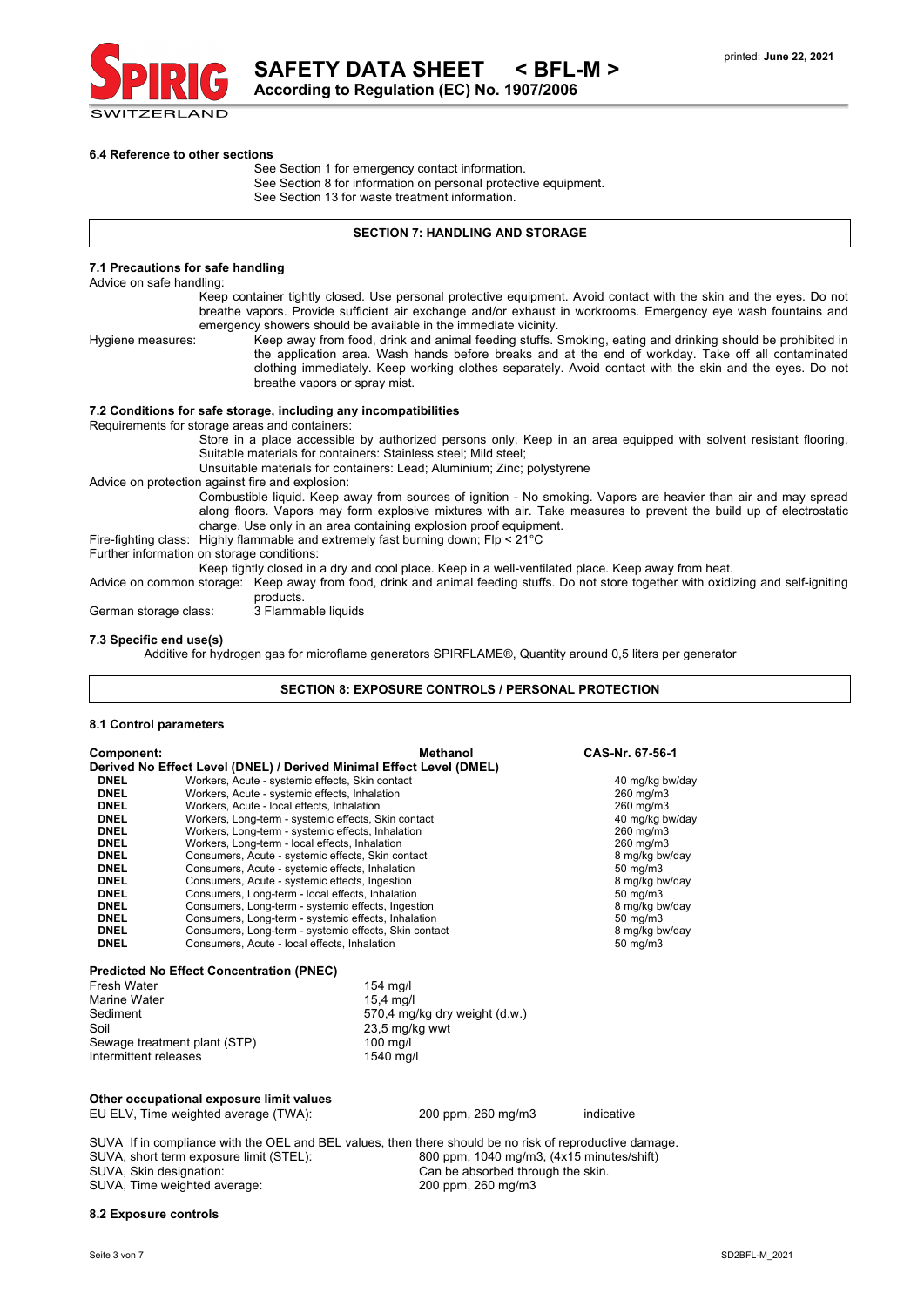#### 6.4 Reference to other sections

See Section 1 for emergency contact information.
See Section 8 for information on personal protective equipment.
See Section 13 for waste treatment information.

## SECTION 7: HANDLING AND STORAGE

#### 7.1 Precautions for safe handling

Advice on safe handling:

Keep container tightly closed. Use personal protective equipment. Avoid contact with the skin and the eyes. Do not breathe vapors. Provide sufficient air exchange and/or exhaust in workrooms. Emergency eye wash fountains and emergency showers should be available in the immediate vicinity.

Hygiene measures: Keep away from food, drink and animal feeding stuffs. Smoking, eating and drinking should be prohibited in the application area. Wash hands before breaks and at the end of workday. Take off all contaminated clothing immediately. Keep working clothes separately. Avoid contact with the skin and the eyes. Do not breathe vapors or spray mist.

#### 7.2 Conditions for safe storage, including any incompatibilities

Requirements for storage areas and containers:

Store in a place accessible by authorized persons only. Keep in an area equipped with solvent resistant flooring.
Suitable materials for containers: Stainless steel; Mild steel;
Unsuitable materials for containers: Lead; Aluminium; Zinc; polystyrene

Advice on protection against fire and explosion:

Combustible liquid. Keep away from sources of ignition - No smoking. Vapors are heavier than air and may spread along floors. Vapors may form explosive mixtures with air. Take measures to prevent the build up of electrostatic charge. Use only in an area containing explosion proof equipment.

Fire-fighting class: Highly flammable and extremely fast burning down; Flp < 21°C

Further information on storage conditions:

Keep tightly closed in a dry and cool place. Keep in a well-ventilated place. Keep away from heat.

Advice on common storage: Keep away from food, drink and animal feeding stuffs. Do not store together with oxidizing and self-igniting products.

German storage class: 3 Flammable liquids

#### 7.3 Specific end use(s)

Additive for hydrogen gas for microflame generators SPIRFLAME®, Quantity around 0,5 liters per generator

## SECTION 8: EXPOSURE CONTROLS / PERSONAL PROTECTION

#### 8.1 Control parameters

**Component:** **Methanol** **CAS-Nr. 67-56-1**

**Derived No Effect Level (DNEL) / Derived Minimal Effect Level (DMEL)**

| | | |
|---|---|---|
| **DNEL** | Workers, Acute - systemic effects, Skin contact | 40 mg/kg bw/day |
| **DNEL** | Workers, Acute - systemic effects, Inhalation | 260 mg/m3 |
| **DNEL** | Workers, Acute - local effects, Inhalation | 260 mg/m3 |
| **DNEL** | Workers, Long-term - systemic effects, Skin contact | 40 mg/kg bw/day |
| **DNEL** | Workers, Long-term - systemic effects, Inhalation | 260 mg/m3 |
| **DNEL** | Workers, Long-term - local effects, Inhalation | 260 mg/m3 |
| **DNEL** | Consumers, Acute - systemic effects, Skin contact | 8 mg/kg bw/day |
| **DNEL** | Consumers, Acute - systemic effects, Inhalation | 50 mg/m3 |
| **DNEL** | Consumers, Acute - systemic effects, Ingestion | 8 mg/kg bw/day |
| **DNEL** | Consumers, Long-term - local effects, Inhalation | 50 mg/m3 |
| **DNEL** | Consumers, Long-term - systemic effects, Ingestion | 8 mg/kg bw/day |
| **DNEL** | Consumers, Long-term - systemic effects, Inhalation | 50 mg/m3 |
| **DNEL** | Consumers, Long-term - systemic effects, Skin contact | 8 mg/kg bw/day |
| **DNEL** | Consumers, Acute - local effects, Inhalation | 50 mg/m3 |

**Predicted No Effect Concentration (PNEC)**

| | |
|---|---|
| Fresh Water | 154 mg/l |
| Marine Water | 15,4 mg/l |
| Sediment | 570,4 mg/kg dry weight (d.w.) |
| Soil | 23,5 mg/kg wwt |
| Sewage treatment plant (STP) | 100 mg/l |
| Intermittent releases | 1540 mg/l |

**Other occupational exposure limit values**

EU ELV, Time weighted average (TWA): 200 ppm, 260 mg/m3 indicative

SUVA If in compliance with the OEL and BEL values, then there should be no risk of reproductive damage.

| | |
|---|---|
| SUVA, short term exposure limit (STEL): | 800 ppm, 1040 mg/m3, (4x15 minutes/shift) |
| SUVA, Skin designation: | Can be absorbed through the skin. |
| SUVA, Time weighted average: | 200 ppm, 260 mg/m3 |

#### 8.2 Exposure controls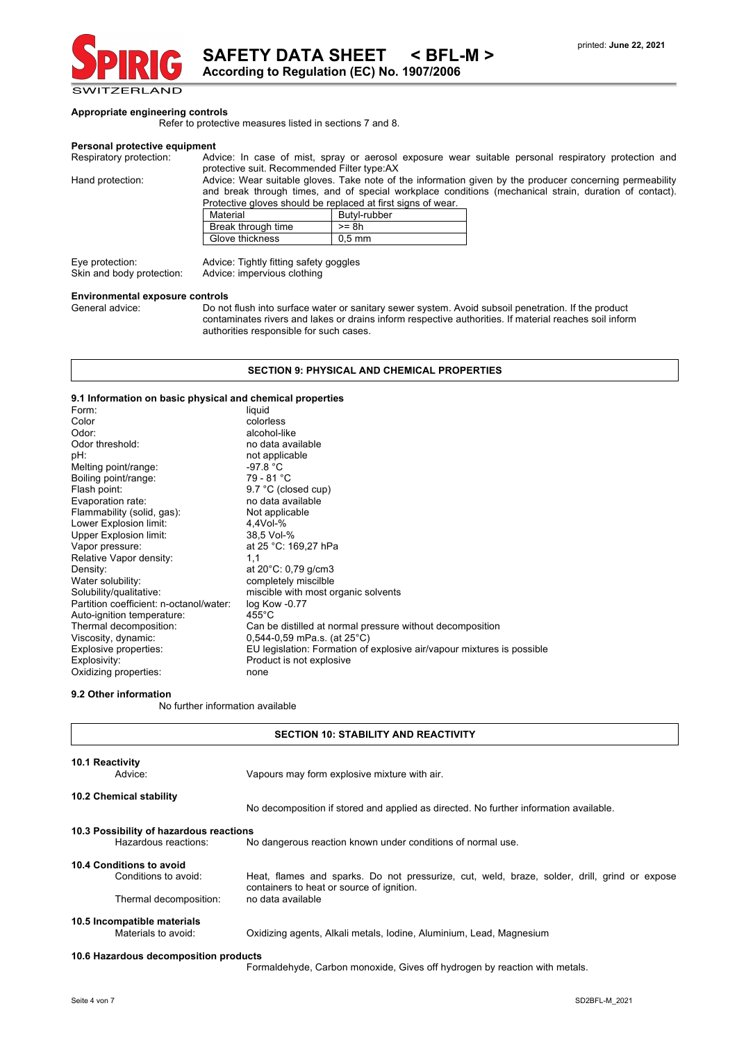**Appropriate engineering controls**

Refer to protective measures listed in sections 7 and 8.

**Personal protective equipment**

Respiratory protection: Advice: In case of mist, spray or aerosol exposure wear suitable personal respiratory protection and protective suit. Recommended Filter type:AX

Hand protection: Advice: Wear suitable gloves. Take note of the information given by the producer concerning permeability and break through times, and of special workplace conditions (mechanical strain, duration of contact). Protective gloves should be replaced at first signs of wear.

| Material | Butyl-rubber |
|---|---|
| Break through time | >= 8h |
| Glove thickness | 0,5 mm |

Eye protection: Advice: Tightly fitting safety goggles

Skin and body protection: Advice: impervious clothing

**Environmental exposure controls**

General advice: Do not flush into surface water or sanitary sewer system. Avoid subsoil penetration. If the product contaminates rivers and lakes or drains inform respective authorities. If material reaches soil inform authorities responsible for such cases.

## SECTION 9: PHYSICAL AND CHEMICAL PROPERTIES

**9.1 Information on basic physical and chemical properties**

| | |
|---|---|
| Form: | liquid |
| Color | colorless |
| Odor: | alcohol-like |
| Odor threshold: | no data available |
| pH: | not applicable |
| Melting point/range: | -97.8 °C |
| Boiling point/range: | 79 - 81 °C |
| Flash point: | 9.7 °C (closed cup) |
| Evaporation rate: | no data available |
| Flammability (solid, gas): | Not applicable |
| Lower Explosion limit: | 4,4Vol-% |
| Upper Explosion limit: | 38,5 Vol-% |
| Vapor pressure: | at 25 °C: 169,27 hPa |
| Relative Vapor density: | 1,1 |
| Density: | at 20°C: 0,79 g/cm3 |
| Water solubility: | completely miscilble |
| Solubility/qualitative: | miscible with most organic solvents |
| Partition coefficient: n-octanol/water: | log Kow -0.77 |
| Auto-ignition temperature: | 455°C |
| Thermal decomposition: | Can be distilled at normal pressure without decomposition |
| Viscosity, dynamic: | 0,544-0,59 mPa.s. (at 25°C) |
| Explosive properties: | EU legislation: Formation of explosive air/vapour mixtures is possible |
| Explosivity: | Product is not explosive |
| Oxidizing properties: | none |

**9.2 Other information**

No further information available

## SECTION 10: STABILITY AND REACTIVITY

**10.1 Reactivity**

Advice: Vapours may form explosive mixture with air.

**10.2 Chemical stability**

No decomposition if stored and applied as directed. No further information available.

**10.3 Possibility of hazardous reactions**

Hazardous reactions: No dangerous reaction known under conditions of normal use.

**10.4 Conditions to avoid**

Conditions to avoid: Heat, flames and sparks. Do not pressurize, cut, weld, braze, solder, drill, grind or expose containers to heat or source of ignition.

Thermal decomposition: no data available

**10.5 Incompatible materials**

Materials to avoid: Oxidizing agents, Alkali metals, Iodine, Aluminium, Lead, Magnesium

**10.6 Hazardous decomposition products**

Formaldehyde, Carbon monoxide, Gives off hydrogen by reaction with metals.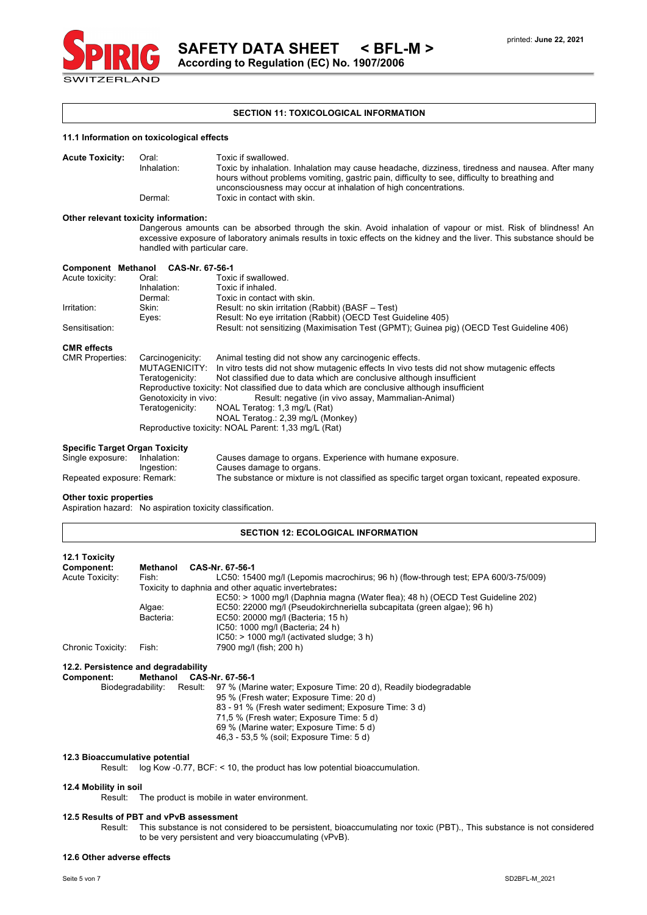## SECTION 11: TOXICOLOGICAL INFORMATION

### 11.1 Information on toxicological effects

| | | |
|---|---|---|
| **Acute Toxicity:** | Oral: | Toxic if swallowed. |
| | Inhalation: | Toxic by inhalation. Inhalation may cause headache, dizziness, tiredness and nausea. After many hours without problems vomiting, gastric pain, difficulty to see, difficulty to breathing and unconsciousness may occur at inhalation of high concentrations. |
| | Dermal: | Toxic in contact with skin. |

**Other relevant toxicity information:**

Dangerous amounts can be absorbed through the skin. Avoid inhalation of vapour or mist. Risk of blindness! An excessive exposure of laboratory animals results in toxic effects on the kidney and the liver. This substance should be handled with particular care.

**Component Methanol CAS-Nr. 67-56-1**

| | | |
|---|---|---|
| Acute toxicity: | Oral: | Toxic if swallowed. |
| | Inhalation: | Toxic if inhaled. |
| | Dermal: | Toxic in contact with skin. |
| Irritation: | Skin: | Result: no skin irritation (Rabbit) (BASF – Test) |
| | Eyes: | Result: No eye irritation (Rabbit) (OECD Test Guideline 405) |
| Sensitisation: | | Result: not sensitizing (Maximisation Test (GPMT); Guinea pig) (OECD Test Guideline 406) |

**CMR effects**

CMR Properties:
- Carcinogenicity: Animal testing did not show any carcinogenic effects.
- MUTAGENICITY: In vitro tests did not show mutagenic effects In vivo tests did not show mutagenic effects
- Teratogenicity: Not classified due to data which are conclusive although insufficient
- Reproductive toxicity: Not classified due to data which are conclusive although insufficient
- Genotoxicity in vivo: Result: negative (in vivo assay, Mammalian-Animal)
- Teratogenicity: NOAL Teratog: 1,3 mg/L (Rat)
  NOAL Teratog.: 2,39 mg/L (Monkey)
- Reproductive toxicity: NOAL Parent: 1,33 mg/L (Rat)

**Specific Target Organ Toxicity**

| | | |
|---|---|---|
| Single exposure: | Inhalation: | Causes damage to organs. Experience with humane exposure. |
| | Ingestion: | Causes damage to organs. |
| Repeated exposure: Remark: | | The substance or mixture is not classified as specific target organ toxicant, repeated exposure. |

**Other toxic properties**

Aspiration hazard: No aspiration toxicity classification.

## SECTION 12: ECOLOGICAL INFORMATION

### 12.1 Toxicity

**Component:** **Methanol** CAS-Nr. 67-56-1

| | | |
|---|---|---|
| Acute Toxicity: | Fish: | LC50: 15400 mg/l (Lepomis macrochirus; 96 h) (flow-through test; EPA 600/3-75/009) |
| | Toxicity to daphnia and other aquatic invertebrates: | EC50: > 1000 mg/l (Daphnia magna (Water flea); 48 h) (OECD Test Guideline 202) |
| | Algae: | EC50: 22000 mg/l (Pseudokirchneriella subcapitata (green algae); 96 h) |
| | Bacteria: | EC50: 20000 mg/l (Bacteria; 15 h) |
| | | IC50: 1000 mg/l (Bacteria; 24 h) |
| | | IC50: > 1000 mg/l (activated sludge; 3 h) |
| Chronic Toxicity: | Fish: | 7900 mg/l (fish; 200 h) |

### 12.2. Persistence and degradability

**Component:** **Methanol** CAS-Nr. 67-56-1

Biodegradability: Result:
- 97 % (Marine water; Exposure Time: 20 d), Readily biodegradable
- 95 % (Fresh water; Exposure Time: 20 d)
- 83 - 91 % (Fresh water sediment; Exposure Time: 3 d)
- 71,5 % (Fresh water; Exposure Time: 5 d)
- 69 % (Marine water; Exposure Time: 5 d)
- 46,3 - 53,5 % (soil; Exposure Time: 5 d)

### 12.3 Bioaccumulative potential

Result: log Kow -0.77, BCF: < 10, the product has low potential bioaccumulation.

### 12.4 Mobility in soil

Result: The product is mobile in water environment.

### 12.5 Results of PBT and vPvB assessment

Result: This substance is not considered to be persistent, bioaccumulating nor toxic (PBT)., This substance is not considered to be very persistent and very bioaccumulating (vPvB).

### 12.6 Other adverse effects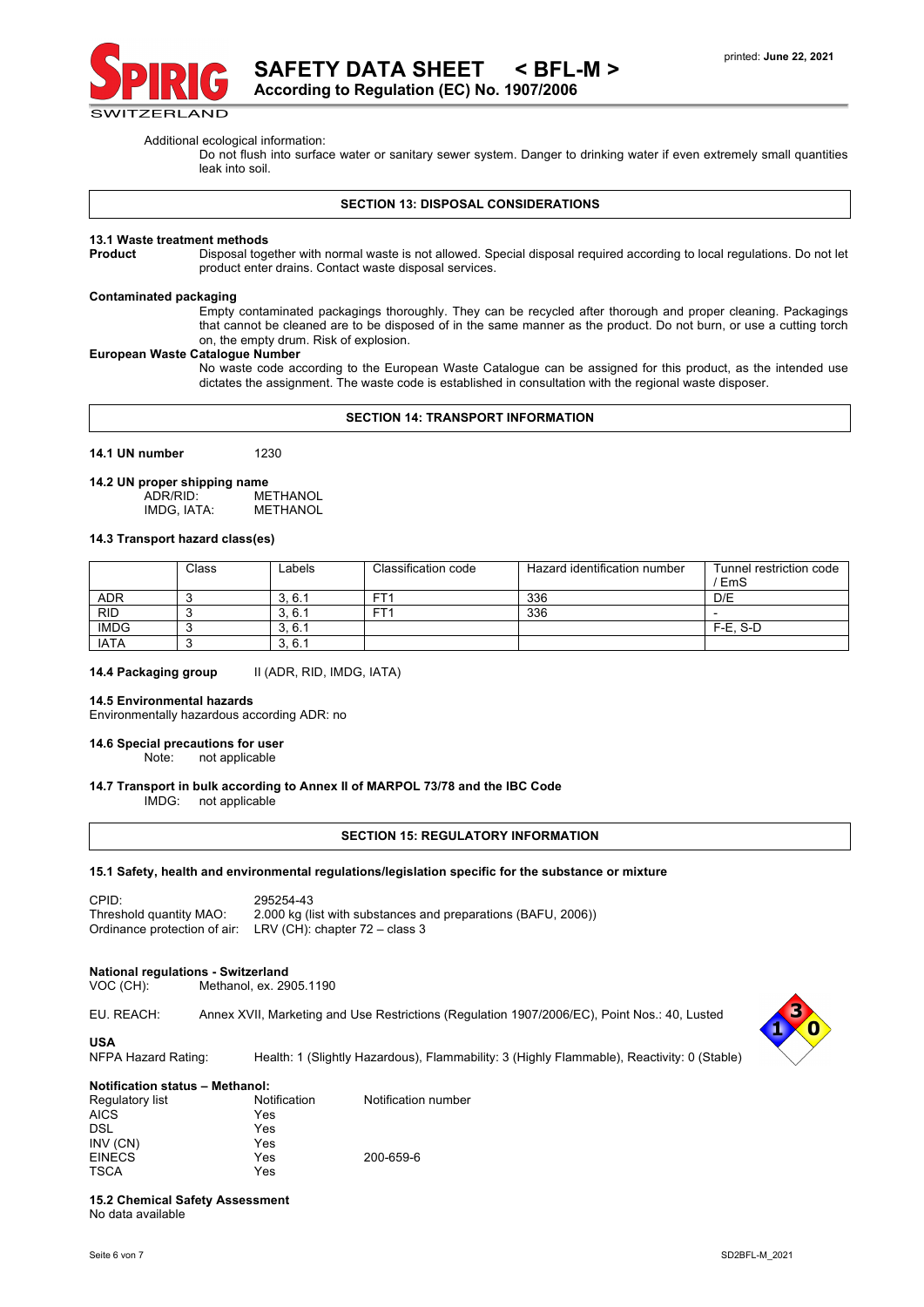Additional ecological information:

Do not flush into surface water or sanitary sewer system. Danger to drinking water if even extremely small quantities leak into soil.

## SECTION 13: DISPOSAL CONSIDERATIONS

**13.1 Waste treatment methods**

**Product** Disposal together with normal waste is not allowed. Special disposal required according to local regulations. Do not let product enter drains. Contact waste disposal services.

**Contaminated packaging**

Empty contaminated packagings thoroughly. They can be recycled after thorough and proper cleaning. Packagings that cannot be cleaned are to be disposed of in the same manner as the product. Do not burn, or use a cutting torch on, the empty drum. Risk of explosion.

**European Waste Catalogue Number**

No waste code according to the European Waste Catalogue can be assigned for this product, as the intended use dictates the assignment. The waste code is established in consultation with the regional waste disposer.

## SECTION 14: TRANSPORT INFORMATION

**14.1 UN number** 1230

**14.2 UN proper shipping name**

ADR/RID: METHANOL
IMDG, IATA: METHANOL

**14.3 Transport hazard class(es)**

| | Class | Labels | Classification code | Hazard identification number | Tunnel restriction code / EmS |
|---|---|---|---|---|---|
| ADR | 3 | 3, 6.1 | FT1 | 336 | D/E |
| RID | 3 | 3, 6.1 | FT1 | 336 | - |
| IMDG | 3 | 3, 6.1 | | | F-E, S-D |
| IATA | 3 | 3, 6.1 | | | |

**14.4 Packaging group** II (ADR, RID, IMDG, IATA)

**14.5 Environmental hazards**

Environmentally hazardous according ADR: no

**14.6 Special precautions for user**

Note: not applicable

**14.7 Transport in bulk according to Annex II of MARPOL 73/78 and the IBC Code**

IMDG: not applicable

## SECTION 15: REGULATORY INFORMATION

**15.1 Safety, health and environmental regulations/legislation specific for the substance or mixture**

CPID: 295254-43
Threshold quantity MAO: 2.000 kg (list with substances and preparations (BAFU, 2006))
Ordinance protection of air: LRV (CH): chapter 72 – class 3

**National regulations - Switzerland**

VOC (CH): Methanol, ex. 2905.1190

EU. REACH: Annex XVII, Marketing and Use Restrictions (Regulation 1907/2006/EC), Point Nos.: 40, Lusted

**USA**

NFPA Hazard Rating: Health: 1 (Slightly Hazardous), Flammability: 3 (Highly Flammable), Reactivity: 0 (Stable)

**Notification status – Methanol:**

| Regulatory list | Notification | Notification number |
|---|---|---|
| AICS | Yes | |
| DSL | Yes | |
| INV (CN) | Yes | |
| EINECS | Yes | 200-659-6 |
| TSCA | Yes | |

**15.2 Chemical Safety Assessment**

No data available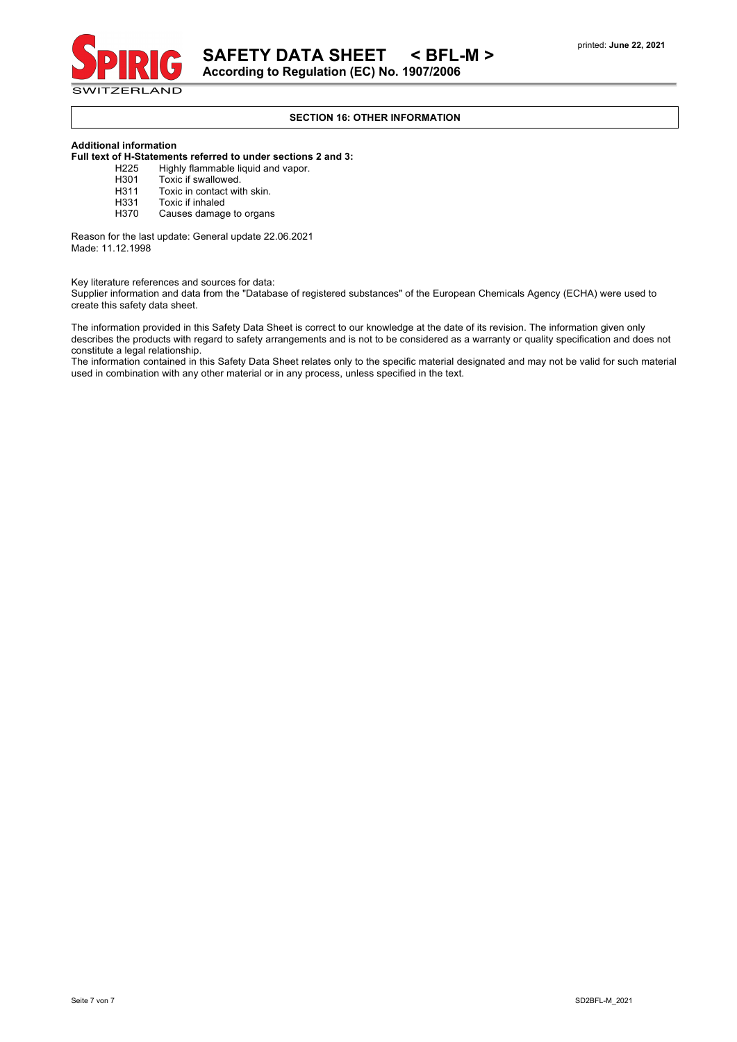## SECTION 16: OTHER INFORMATION

**Additional information**

**Full text of H-Statements referred to under sections 2 and 3:**

| | |
|---|---|
| H225 | Highly flammable liquid and vapor. |
| H301 | Toxic if swallowed. |
| H311 | Toxic in contact with skin. |
| H331 | Toxic if inhaled |
| H370 | Causes damage to organs |

Reason for the last update: General update 22.06.2021
Made: 11.12.1998

Key literature references and sources for data:
Supplier information and data from the "Database of registered substances" of the European Chemicals Agency (ECHA) were used to create this safety data sheet.

The information provided in this Safety Data Sheet is correct to our knowledge at the date of its revision. The information given only describes the products with regard to safety arrangements and is not to be considered as a warranty or quality specification and does not constitute a legal relationship.
The information contained in this Safety Data Sheet relates only to the specific material designated and may not be valid for such material used in combination with any other material or in any process, unless specified in the text.